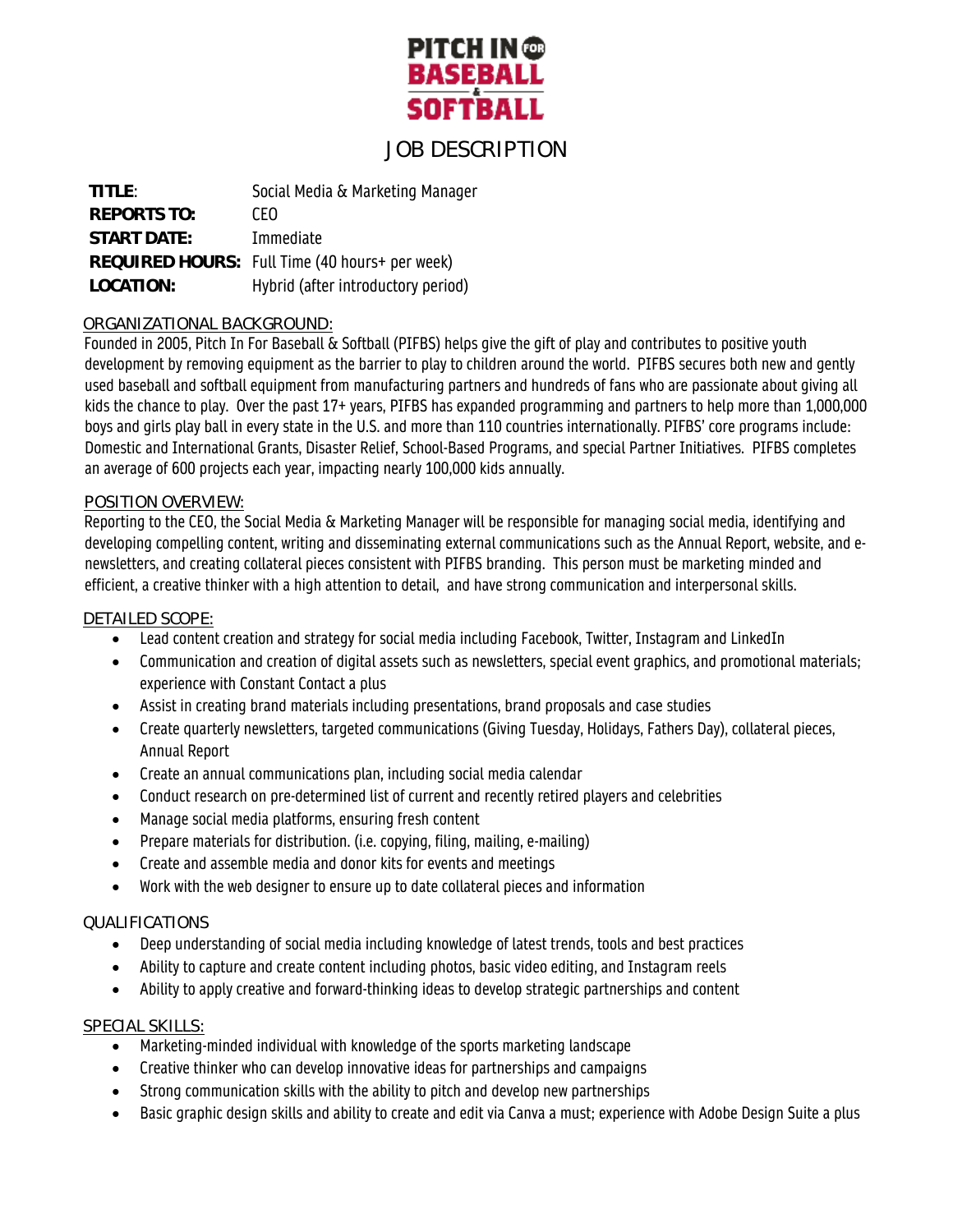# PITCH IN FOR BASEBALL & SOFTBALL

## JOB DESCRIPTION

**TITLE**: Social Media & Marketing Manager
**REPORTS TO:** CEO
**START DATE:** Immediate
**REQUIRED HOURS:** Full Time (40 hours+ per week)
**LOCATION:** Hybrid (after introductory period)

### ORGANIZATIONAL BACKGROUND:

Founded in 2005, Pitch In For Baseball & Softball (PIFBS) helps give the gift of play and contributes to positive youth development by removing equipment as the barrier to play to children around the world. PIFBS secures both new and gently used baseball and softball equipment from manufacturing partners and hundreds of fans who are passionate about giving all kids the chance to play. Over the past 17+ years, PIFBS has expanded programming and partners to help more than 1,000,000 boys and girls play ball in every state in the U.S. and more than 110 countries internationally. PIFBS' core programs include: Domestic and International Grants, Disaster Relief, School-Based Programs, and special Partner Initiatives. PIFBS completes an average of 600 projects each year, impacting nearly 100,000 kids annually.

### POSITION OVERVIEW:

Reporting to the CEO, the Social Media & Marketing Manager will be responsible for managing social media, identifying and developing compelling content, writing and disseminating external communications such as the Annual Report, website, and e-newsletters, and creating collateral pieces consistent with PIFBS branding. This person must be marketing minded and efficient, a creative thinker with a high attention to detail, and have strong communication and interpersonal skills.

### DETAILED SCOPE:

- Lead content creation and strategy for social media including Facebook, Twitter, Instagram and LinkedIn
- Communication and creation of digital assets such as newsletters, special event graphics, and promotional materials; experience with Constant Contact a plus
- Assist in creating brand materials including presentations, brand proposals and case studies
- Create quarterly newsletters, targeted communications (Giving Tuesday, Holidays, Fathers Day), collateral pieces, Annual Report
- Create an annual communications plan, including social media calendar
- Conduct research on pre-determined list of current and recently retired players and celebrities
- Manage social media platforms, ensuring fresh content
- Prepare materials for distribution. (i.e. copying, filing, mailing, e-mailing)
- Create and assemble media and donor kits for events and meetings
- Work with the web designer to ensure up to date collateral pieces and information

### QUALIFICATIONS

- Deep understanding of social media including knowledge of latest trends, tools and best practices
- Ability to capture and create content including photos, basic video editing, and Instagram reels
- Ability to apply creative and forward-thinking ideas to develop strategic partnerships and content

### SPECIAL SKILLS:

- Marketing-minded individual with knowledge of the sports marketing landscape
- Creative thinker who can develop innovative ideas for partnerships and campaigns
- Strong communication skills with the ability to pitch and develop new partnerships
- Basic graphic design skills and ability to create and edit via Canva a must; experience with Adobe Design Suite a plus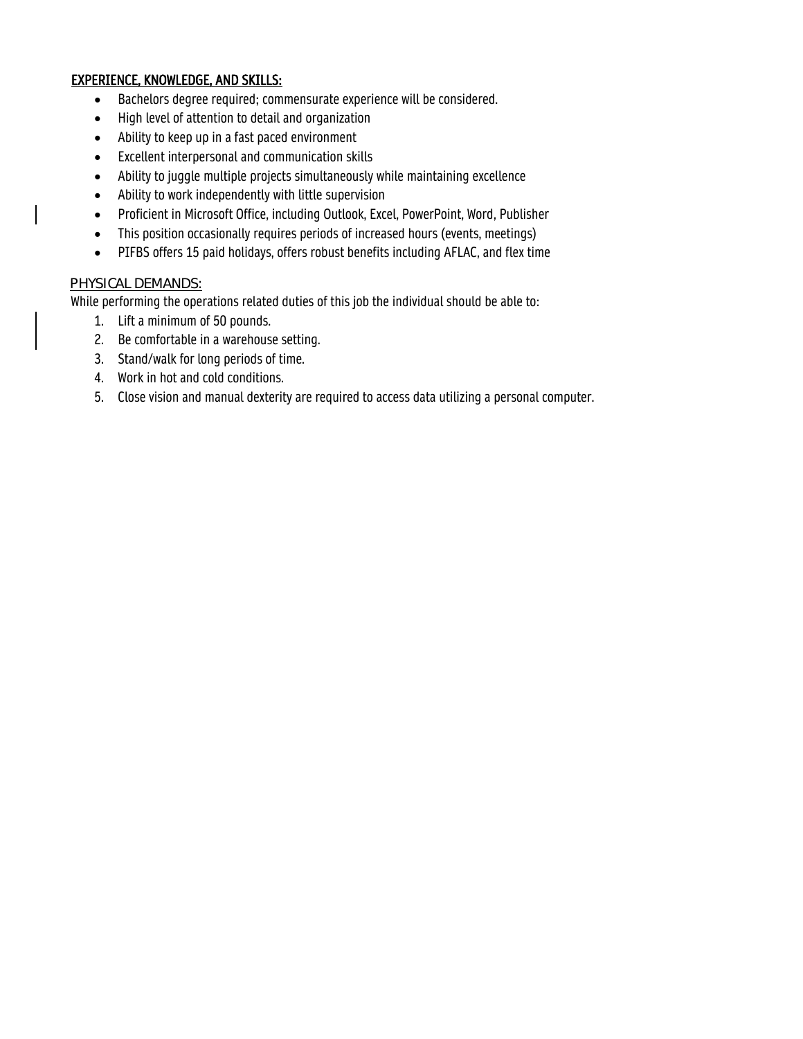## EXPERIENCE, KNOWLEDGE, AND SKILLS:

- Bachelors degree required; commensurate experience will be considered.
- High level of attention to detail and organization
- Ability to keep up in a fast paced environment
- Excellent interpersonal and communication skills
- Ability to juggle multiple projects simultaneously while maintaining excellence
- Ability to work independently with little supervision
- Proficient in Microsoft Office, including Outlook, Excel, PowerPoint, Word, Publisher
- This position occasionally requires periods of increased hours (events, meetings)
- PIFBS offers 15 paid holidays, offers robust benefits including AFLAC, and flex time

## PHYSICAL DEMANDS:

While performing the operations related duties of this job the individual should be able to:

1. Lift a minimum of 50 pounds.
2. Be comfortable in a warehouse setting.
3. Stand/walk for long periods of time.
4. Work in hot and cold conditions.
5. Close vision and manual dexterity are required to access data utilizing a personal computer.